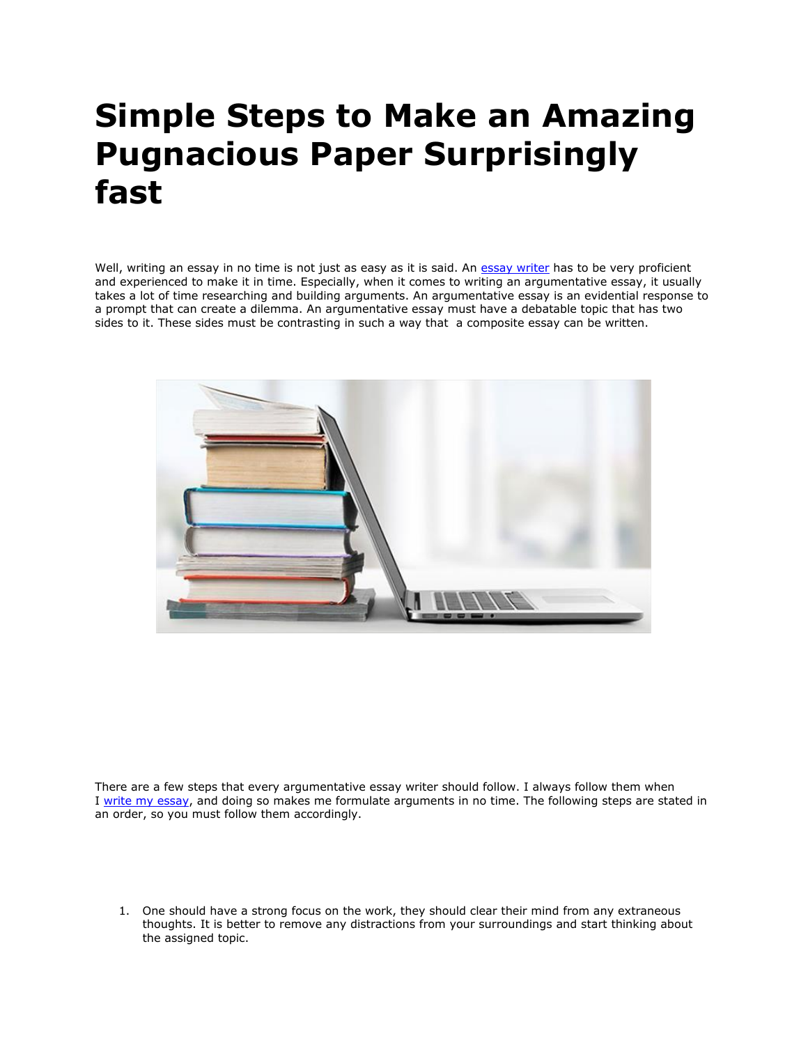# Simple Steps to Make an Amazing Pugnacious Paper Surprisingly fast

Well, writing an essay in no time is not just as easy as it is said. An [essay writer](#) has to be very proficient and experienced to make it in time. Especially, when it comes to writing an argumentative essay, it usually takes a lot of time researching and building arguments. An argumentative essay is an evidential response to a prompt that can create a dilemma. An argumentative essay must have a debatable topic that has two sides to it. These sides must be contrasting in such a way that a composite essay can be written.

There are a few steps that every argumentative essay writer should follow. I always follow them when I [write my essay](#), and doing so makes me formulate arguments in no time. The following steps are stated in an order, so you must follow them accordingly.

1. One should have a strong focus on the work, they should clear their mind from any extraneous thoughts. It is better to remove any distractions from your surroundings and start thinking about the assigned topic.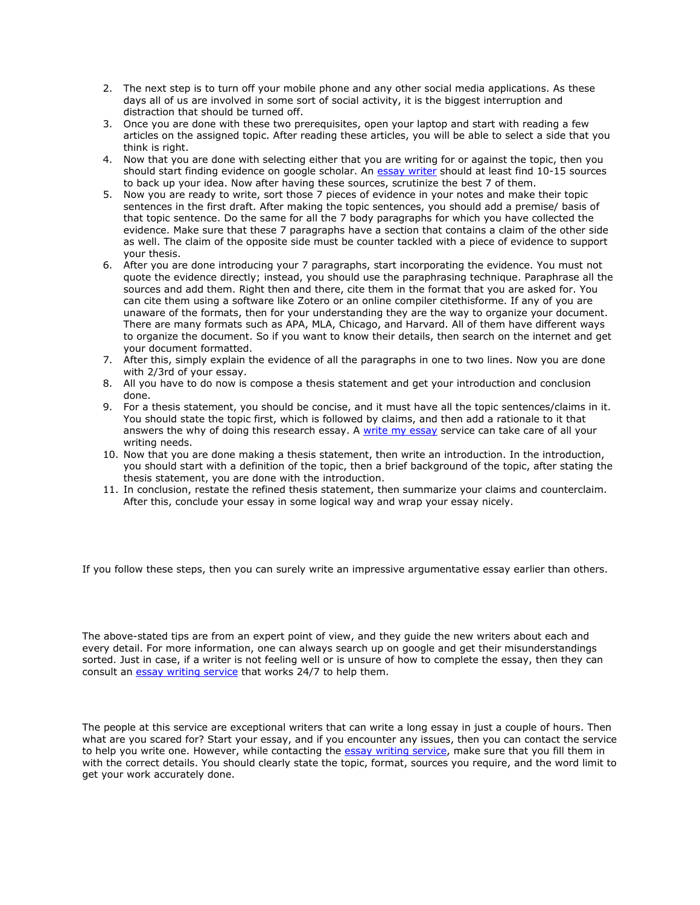2. The next step is to turn off your mobile phone and any other social media applications. As these days all of us are involved in some sort of social activity, it is the biggest interruption and distraction that should be turned off.
3. Once you are done with these two prerequisites, open your laptop and start with reading a few articles on the assigned topic. After reading these articles, you will be able to select a side that you think is right.
4. Now that you are done with selecting either that you are writing for or against the topic, then you should start finding evidence on google scholar. An essay writer should at least find 10-15 sources to back up your idea. Now after having these sources, scrutinize the best 7 of them.
5. Now you are ready to write, sort those 7 pieces of evidence in your notes and make their topic sentences in the first draft. After making the topic sentences, you should add a premise/ basis of that topic sentence. Do the same for all the 7 body paragraphs for which you have collected the evidence. Make sure that these 7 paragraphs have a section that contains a claim of the other side as well. The claim of the opposite side must be counter tackled with a piece of evidence to support your thesis.
6. After you are done introducing your 7 paragraphs, start incorporating the evidence. You must not quote the evidence directly; instead, you should use the paraphrasing technique. Paraphrase all the sources and add them. Right then and there, cite them in the format that you are asked for. You can cite them using a software like Zotero or an online compiler citethisforme. If any of you are unaware of the formats, then for your understanding they are the way to organize your document. There are many formats such as APA, MLA, Chicago, and Harvard. All of them have different ways to organize the document. So if you want to know their details, then search on the internet and get your document formatted.
7. After this, simply explain the evidence of all the paragraphs in one to two lines. Now you are done with 2/3rd of your essay.
8. All you have to do now is compose a thesis statement and get your introduction and conclusion done.
9. For a thesis statement, you should be concise, and it must have all the topic sentences/claims in it. You should state the topic first, which is followed by claims, and then add a rationale to it that answers the why of doing this research essay. A write my essay service can take care of all your writing needs.
10. Now that you are done making a thesis statement, then write an introduction. In the introduction, you should start with a definition of the topic, then a brief background of the topic, after stating the thesis statement, you are done with the introduction.
11. In conclusion, restate the refined thesis statement, then summarize your claims and counterclaim. After this, conclude your essay in some logical way and wrap your essay nicely.

If you follow these steps, then you can surely write an impressive argumentative essay earlier than others.

The above-stated tips are from an expert point of view, and they guide the new writers about each and every detail. For more information, one can always search up on google and get their misunderstandings sorted. Just in case, if a writer is not feeling well or is unsure of how to complete the essay, then they can consult an essay writing service that works 24/7 to help them.

The people at this service are exceptional writers that can write a long essay in just a couple of hours. Then what are you scared for? Start your essay, and if you encounter any issues, then you can contact the service to help you write one. However, while contacting the essay writing service, make sure that you fill them in with the correct details. You should clearly state the topic, format, sources you require, and the word limit to get your work accurately done.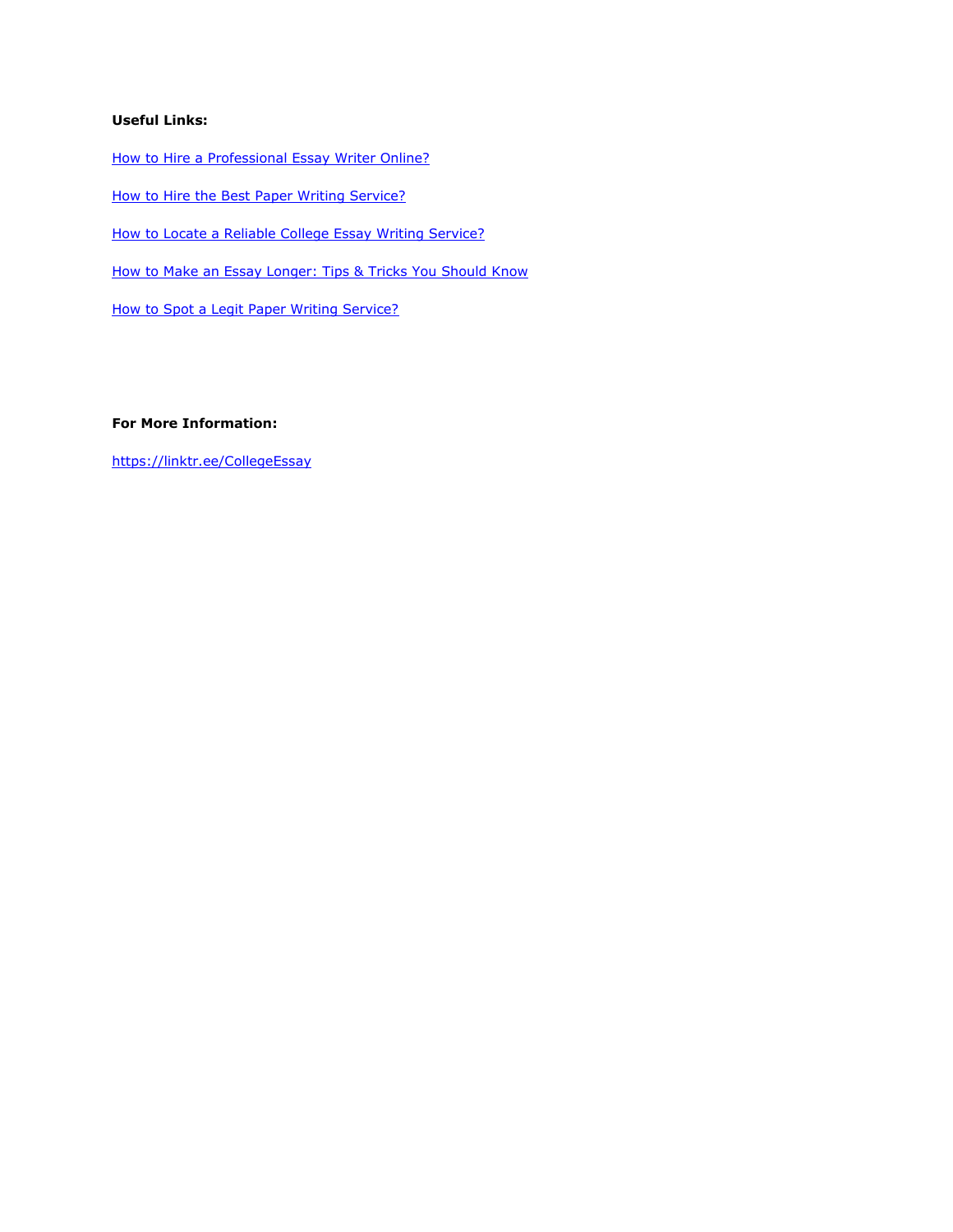**Useful Links:**

[How to Hire a Professional Essay Writer Online?]()

[How to Hire the Best Paper Writing Service?]()

[How to Locate a Reliable College Essay Writing Service?]()

[How to Make an Essay Longer: Tips & Tricks You Should Know]()

[How to Spot a Legit Paper Writing Service?]()

**For More Information:**

[https://linktr.ee/CollegeEssay](https://linktr.ee/CollegeEssay)